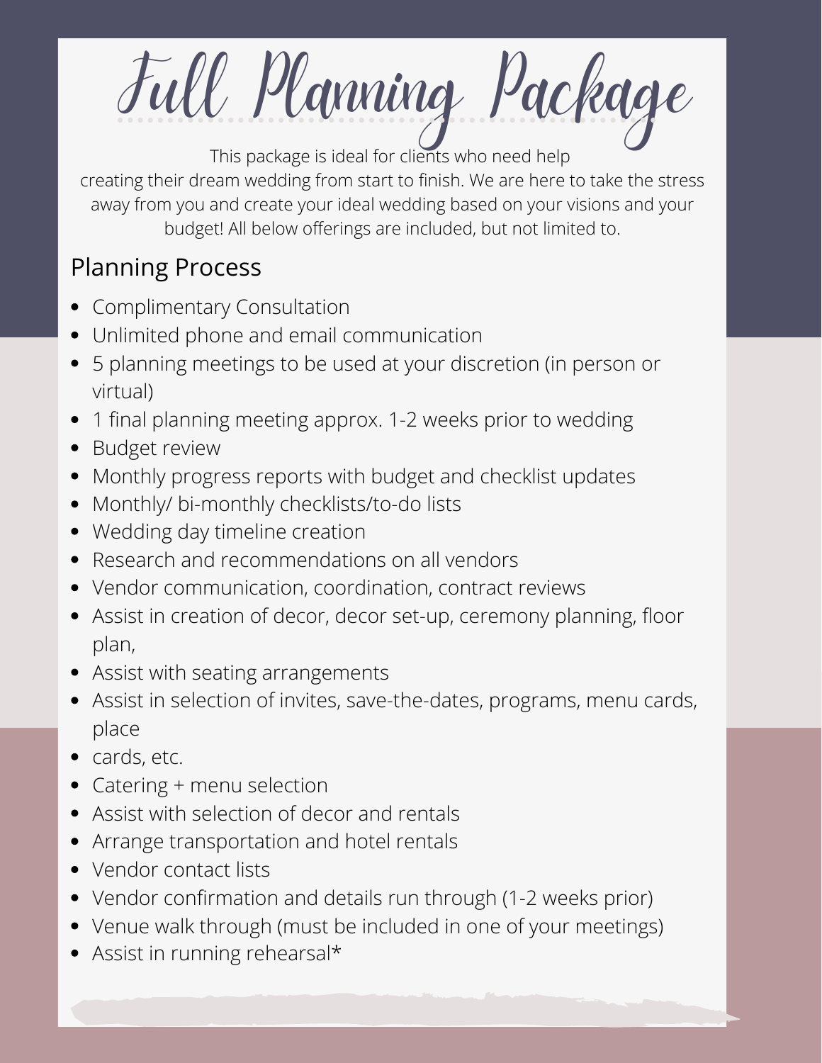# Full Planning Package

This package is ideal for clients who need help creating their dream wedding from start to finish. We are here to take the stress away from you and create your ideal wedding based on your visions and your budget! All below offerings are included, but not limited to.

## Planning Process

- Complimentary Consultation
- Unlimited phone and email communication
- 5 planning meetings to be used at your discretion (in person or virtual)
- 1 final planning meeting approx. 1-2 weeks prior to wedding
- Budget review
- Monthly progress reports with budget and checklist updates
- Monthly/ bi-monthly checklists/to-do lists
- Wedding day timeline creation
- Research and recommendations on all vendors
- Vendor communication, coordination, contract reviews
- Assist in creation of decor, decor set-up, ceremony planning, floor plan,
- Assist with seating arrangements
- Assist in selection of invites, save-the-dates, programs, menu cards, place
- cards, etc.
- Catering + menu selection
- Assist with selection of decor and rentals
- Arrange transportation and hotel rentals
- Vendor contact lists
- Vendor confirmation and details run through (1-2 weeks prior)
- Venue walk through (must be included in one of your meetings)
- Assist in running rehearsal*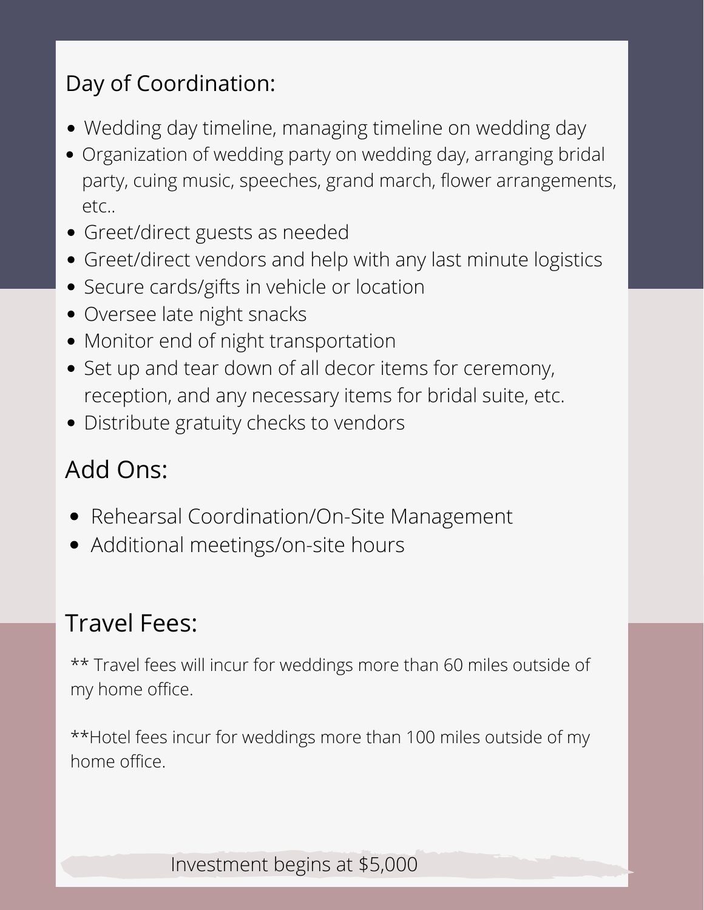## Day of Coordination:

- Wedding day timeline, managing timeline on wedding day
- Organization of wedding party on wedding day, arranging bridal party, cuing music, speeches, grand march, flower arrangements, etc..
- Greet/direct guests as needed
- Greet/direct vendors and help with any last minute logistics
- Secure cards/gifts in vehicle or location
- Oversee late night snacks
- Monitor end of night transportation
- Set up and tear down of all decor items for ceremony, reception, and any necessary items for bridal suite, etc.
- Distribute gratuity checks to vendors

## Add Ons:

- Rehearsal Coordination/On-Site Management
- Additional meetings/on-site hours

## Travel Fees:

** Travel fees will incur for weddings more than 60 miles outside of my home office.

**Hotel fees incur for weddings more than 100 miles outside of my home office.

Investment begins at $5,000